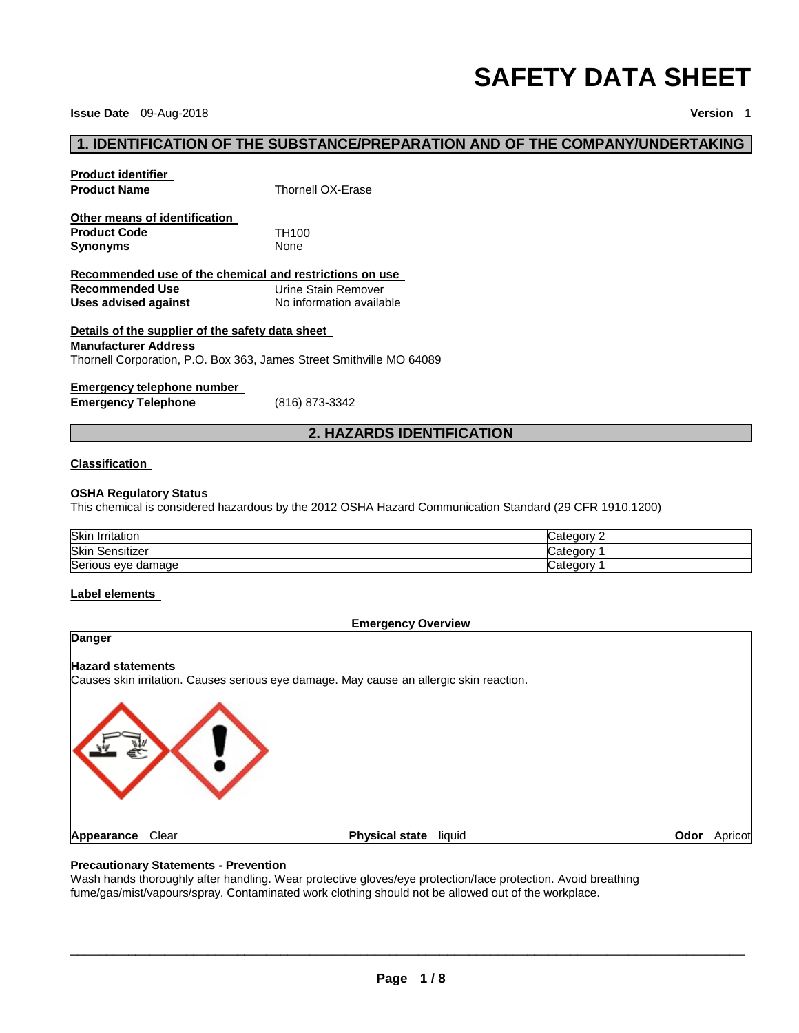# SAFETY DATA SHEET

**Issue Date** 09-Aug-2018 **Version** 1

## 1. IDENTIFICATION OF THE SUBSTANCE/PREPARATION AND OF THE COMPANY/UNDERTAKING

**Product identifier**

**Product Name** Thornell OX-Erase

**Other means of identification**

**Product Code** TH100

**Synonyms** None

**Recommended use of the chemical and restrictions on use**

**Recommended Use** Urine Stain Remover

**Uses advised against** No information available

**Details of the supplier of the safety data sheet**

**Manufacturer Address**

Thornell Corporation, P.O. Box 363, James Street Smithville MO 64089

**Emergency telephone number**

**Emergency Telephone** (816) 873-3342

## 2. HAZARDS IDENTIFICATION

**Classification**

**OSHA Regulatory Status**

This chemical is considered hazardous by the 2012 OSHA Hazard Communication Standard (29 CFR 1910.1200)

| | |
|---|---|
| Skin Irritation | Category 2 |
| Skin Sensitizer | Category 1 |
| Serious eye damage | Category 1 |

**Label elements**

**Emergency Overview**

**Danger**

**Hazard statements**

Causes skin irritation. Causes serious eye damage. May cause an allergic skin reaction.

**Appearance** Clear **Physical state** liquid **Odor** Apricot

**Precautionary Statements - Prevention**

Wash hands thoroughly after handling. Wear protective gloves/eye protection/face protection. Avoid breathing fume/gas/mist/vapours/spray. Contaminated work clothing should not be allowed out of the workplace.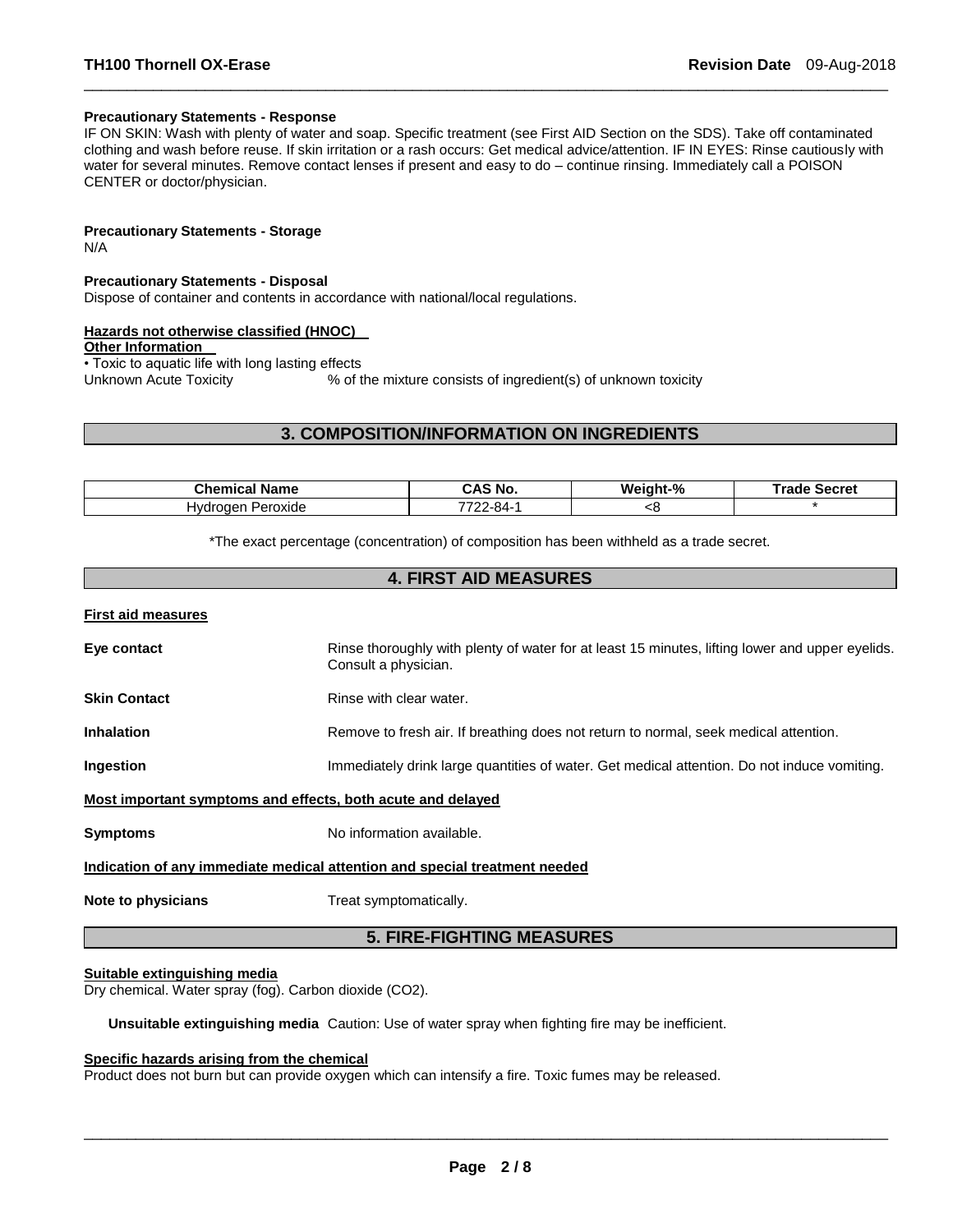**Precautionary Statements - Response**

IF ON SKIN: Wash with plenty of water and soap. Specific treatment (see First AID Section on the SDS). Take off contaminated clothing and wash before reuse. If skin irritation or a rash occurs: Get medical advice/attention. IF IN EYES: Rinse cautiously with water for several minutes. Remove contact lenses if present and easy to do – continue rinsing. Immediately call a POISON CENTER or doctor/physician.

**Precautionary Statements - Storage**

N/A

**Precautionary Statements - Disposal**

Dispose of container and contents in accordance with national/local regulations.

**Hazards not otherwise classified (HNOC)**

**Other Information**

• Toxic to aquatic life with long lasting effects

Unknown Acute Toxicity % of the mixture consists of ingredient(s) of unknown toxicity

## 3. COMPOSITION/INFORMATION ON INGREDIENTS

| Chemical Name | CAS No. | Weight-% | Trade Secret |
|---|---|---|---|
| Hydrogen Peroxide | 7722-84-1 | <8 | * |

*The exact percentage (concentration) of composition has been withheld as a trade secret.

## 4. FIRST AID MEASURES

**First aid measures**

**Eye contact** Rinse thoroughly with plenty of water for at least 15 minutes, lifting lower and upper eyelids. Consult a physician.

**Skin Contact** Rinse with clear water.

**Inhalation** Remove to fresh air. If breathing does not return to normal, seek medical attention.

**Ingestion** Immediately drink large quantities of water. Get medical attention. Do not induce vomiting.

**Most important symptoms and effects, both acute and delayed**

**Symptoms** No information available.

**Indication of any immediate medical attention and special treatment needed**

**Note to physicians** Treat symptomatically.

## 5. FIRE-FIGHTING MEASURES

**Suitable extinguishing media**

Dry chemical. Water spray (fog). Carbon dioxide ($CO_2$).

**Unsuitable extinguishing media** Caution: Use of water spray when fighting fire may be inefficient.

**Specific hazards arising from the chemical**

Product does not burn but can provide oxygen which can intensify a fire. Toxic fumes may be released.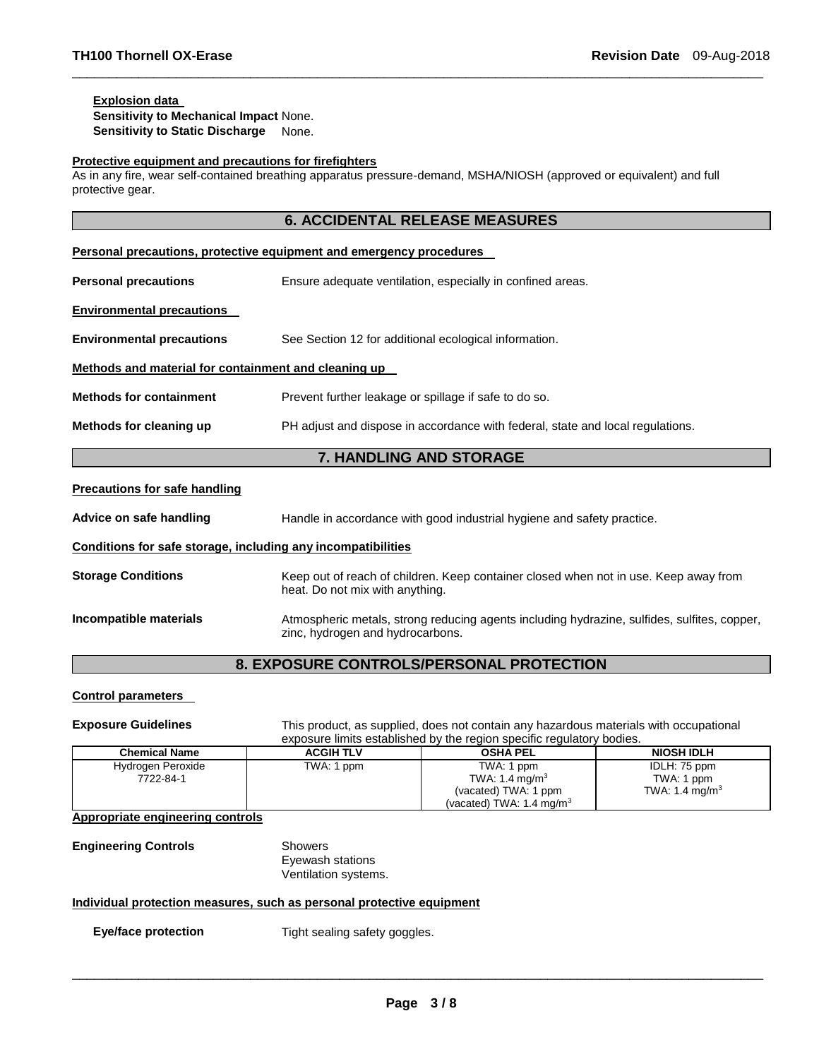**Explosion data**

**Sensitivity to Mechanical Impact** None.
**Sensitivity to Static Discharge** None.

**Protective equipment and precautions for firefighters**

As in any fire, wear self-contained breathing apparatus pressure-demand, MSHA/NIOSH (approved or equivalent) and full protective gear.

## 6. ACCIDENTAL RELEASE MEASURES

**Personal precautions, protective equipment and emergency procedures**

**Personal precautions** Ensure adequate ventilation, especially in confined areas.

**Environmental precautions**

**Environmental precautions** See Section 12 for additional ecological information.

**Methods and material for containment and cleaning up**

**Methods for containment** Prevent further leakage or spillage if safe to do so.

**Methods for cleaning up** PH adjust and dispose in accordance with federal, state and local regulations.

## 7. HANDLING AND STORAGE

**Precautions for safe handling**

**Advice on safe handling** Handle in accordance with good industrial hygiene and safety practice.

**Conditions for safe storage, including any incompatibilities**

**Storage Conditions** Keep out of reach of children. Keep container closed when not in use. Keep away from heat. Do not mix with anything.

**Incompatible materials** Atmospheric metals, strong reducing agents including hydrazine, sulfides, sulfites, copper, zinc, hydrogen and hydrocarbons.

## 8. EXPOSURE CONTROLS/PERSONAL PROTECTION

**Control parameters**

**Exposure Guidelines** This product, as supplied, does not contain any hazardous materials with occupational exposure limits established by the region specific regulatory bodies.

| Chemical Name | ACGIH TLV | OSHA PEL | NIOSH IDLH |
|---|---|---|---|
| Hydrogen Peroxide<br>7722-84-1 | TWA: 1 ppm | TWA: 1 ppm<br>TWA: 1.4 mg/m$^3$<br>(vacated) TWA: 1 ppm<br>(vacated) TWA: 1.4 mg/m$^3$ | IDLH: 75 ppm<br>TWA: 1 ppm<br>TWA: 1.4 mg/m$^3$ |

**Appropriate engineering controls**

**Engineering Controls** Showers
Eyewash stations
Ventilation systems.

**Individual protection measures, such as personal protective equipment**

**Eye/face protection** Tight sealing safety goggles.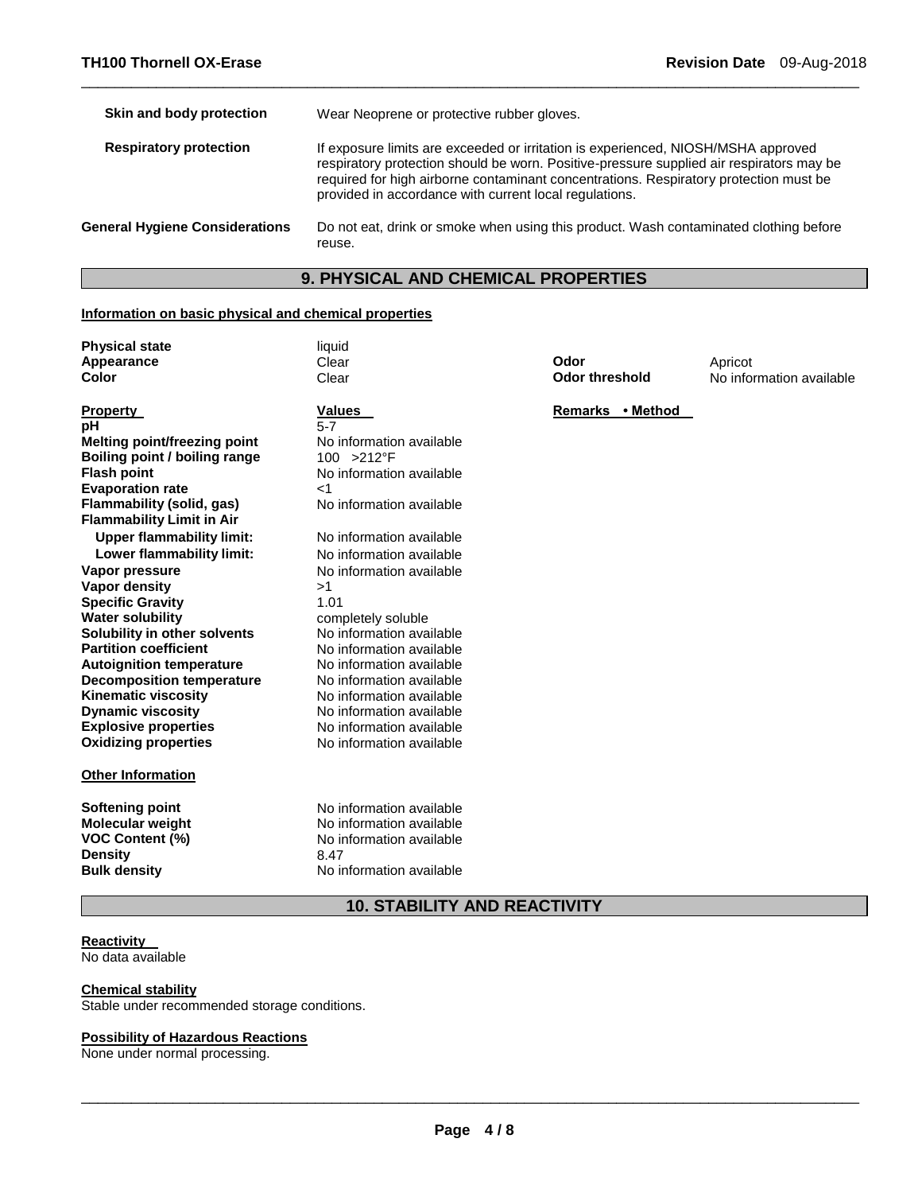| | |
|---|---|
| **Skin and body protection** | Wear Neoprene or protective rubber gloves. |
| **Respiratory protection** | If exposure limits are exceeded or irritation is experienced, NIOSH/MSHA approved respiratory protection should be worn. Positive-pressure supplied air respirators may be required for high airborne contaminant concentrations. Respiratory protection must be provided in accordance with current local regulations. |
| **General Hygiene Considerations** | Do not eat, drink or smoke when using this product. Wash contaminated clothing before reuse. |

## 9. PHYSICAL AND CHEMICAL PROPERTIES

**Information on basic physical and chemical properties**

| | | | |
|---|---|---|---|
| **Physical state** | liquid | | |
| **Appearance** | Clear | **Odor** | Apricot |
| **Color** | Clear | **Odor threshold** | No information available |

| **Property** | **Values** | **Remarks • Method** |
|---|---|---|
| **pH** | 5-7 | |
| **Melting point/freezing point** | No information available | |
| **Boiling point / boiling range** | 100 >212°F | |
| **Flash point** | No information available | |
| **Evaporation rate** | <1 | |
| **Flammability (solid, gas)** | No information available | |
| **Flammability Limit in Air** | | |
| **Upper flammability limit:** | No information available | |
| **Lower flammability limit:** | No information available | |
| **Vapor pressure** | No information available | |
| **Vapor density** | >1 | |
| **Specific Gravity** | 1.01 | |
| **Water solubility** | completely soluble | |
| **Solubility in other solvents** | No information available | |
| **Partition coefficient** | No information available | |
| **Autoignition temperature** | No information available | |
| **Decomposition temperature** | No information available | |
| **Kinematic viscosity** | No information available | |
| **Dynamic viscosity** | No information available | |
| **Explosive properties** | No information available | |
| **Oxidizing properties** | No information available | |

**Other Information**

| | |
|---|---|
| **Softening point** | No information available |
| **Molecular weight** | No information available |
| **VOC Content (%)** | No information available |
| **Density** | 8.47 |
| **Bulk density** | No information available |

## 10. STABILITY AND REACTIVITY

**Reactivity**
No data available

**Chemical stability**
Stable under recommended storage conditions.

**Possibility of Hazardous Reactions**
None under normal processing.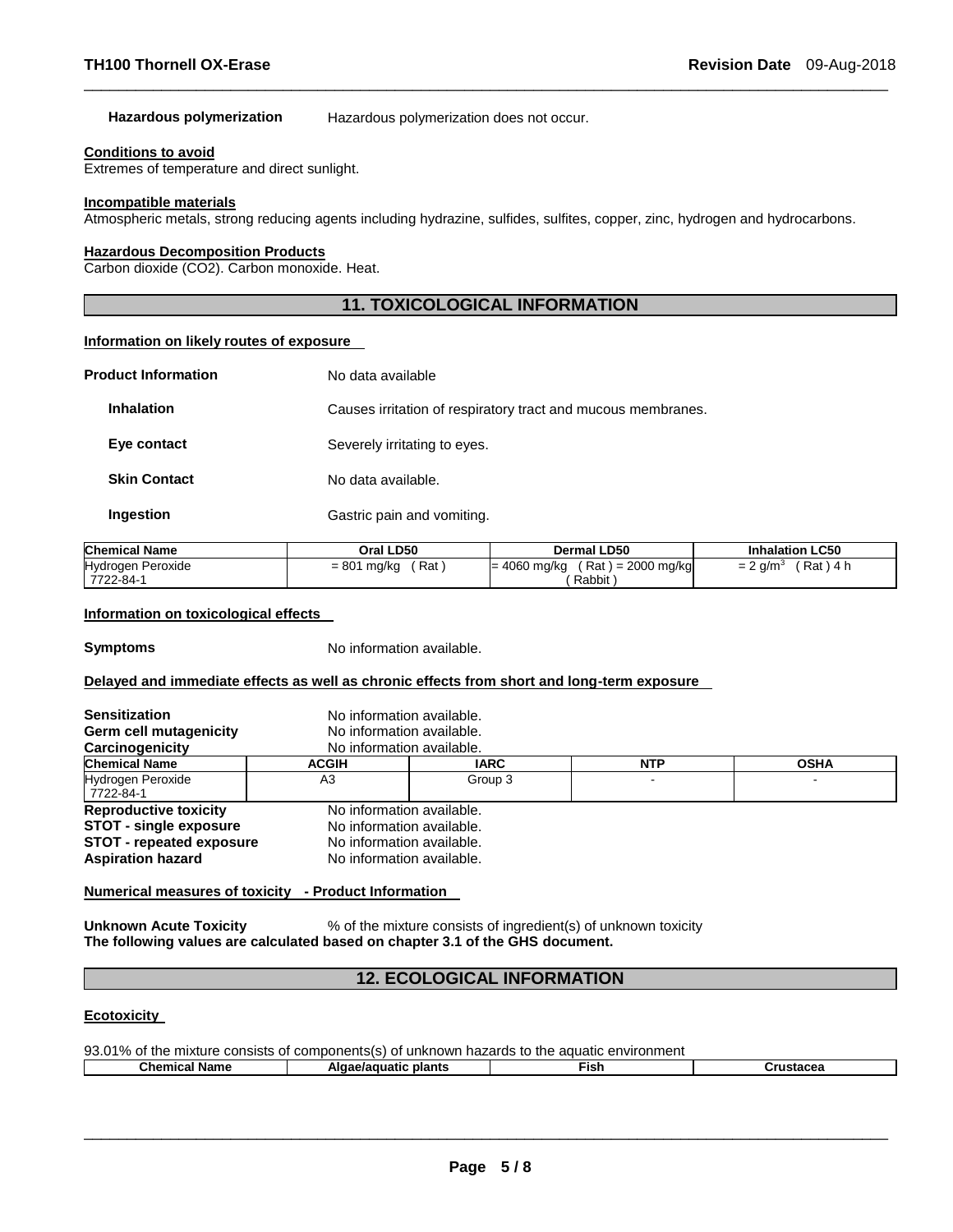**Hazardous polymerization** Hazardous polymerization does not occur.

**Conditions to avoid**

Extremes of temperature and direct sunlight.

**Incompatible materials**

Atmospheric metals, strong reducing agents including hydrazine, sulfides, sulfites, copper, zinc, hydrogen and hydrocarbons.

**Hazardous Decomposition Products**

Carbon dioxide ($CO_2$). Carbon monoxide. Heat.

## 11. TOXICOLOGICAL INFORMATION

**Information on likely routes of exposure**

**Product Information** No data available

**Inhalation** Causes irritation of respiratory tract and mucous membranes.

**Eye contact** Severely irritating to eyes.

**Skin Contact** No data available.

**Ingestion** Gastric pain and vomiting.

| Chemical Name | Oral LD50 | Dermal LD50 | Inhalation LC50 |
|---|---|---|---|
| Hydrogen Peroxide 7722-84-1 | = 801 mg/kg ( Rat ) | = 4060 mg/kg ( Rat ) = 2000 mg/kg ( Rabbit ) | = 2 g/m$^3$ ( Rat ) 4 h |

**Information on toxicological effects**

**Symptoms** No information available.

**Delayed and immediate effects as well as chronic effects from short and long-term exposure**

**Sensitization** No information available.
**Germ cell mutagenicity** No information available.
**Carcinogenicity** No information available.

| Chemical Name | ACGIH | IARC | NTP | OSHA |
|---|---|---|---|---|
| Hydrogen Peroxide 7722-84-1 | A3 | Group 3 | - | - |

**Reproductive toxicity** No information available.
**STOT - single exposure** No information available.
**STOT - repeated exposure** No information available.
**Aspiration hazard** No information available.

**Numerical measures of toxicity - Product Information**

**Unknown Acute Toxicity** % of the mixture consists of ingredient(s) of unknown toxicity
**The following values are calculated based on chapter 3.1 of the GHS document.**

## 12. ECOLOGICAL INFORMATION

**Ecotoxicity**

93.01% of the mixture consists of components(s) of unknown hazards to the aquatic environment

| Chemical Name | Algae/aquatic plants | Fish | Crustacea |
|---|---|---|---|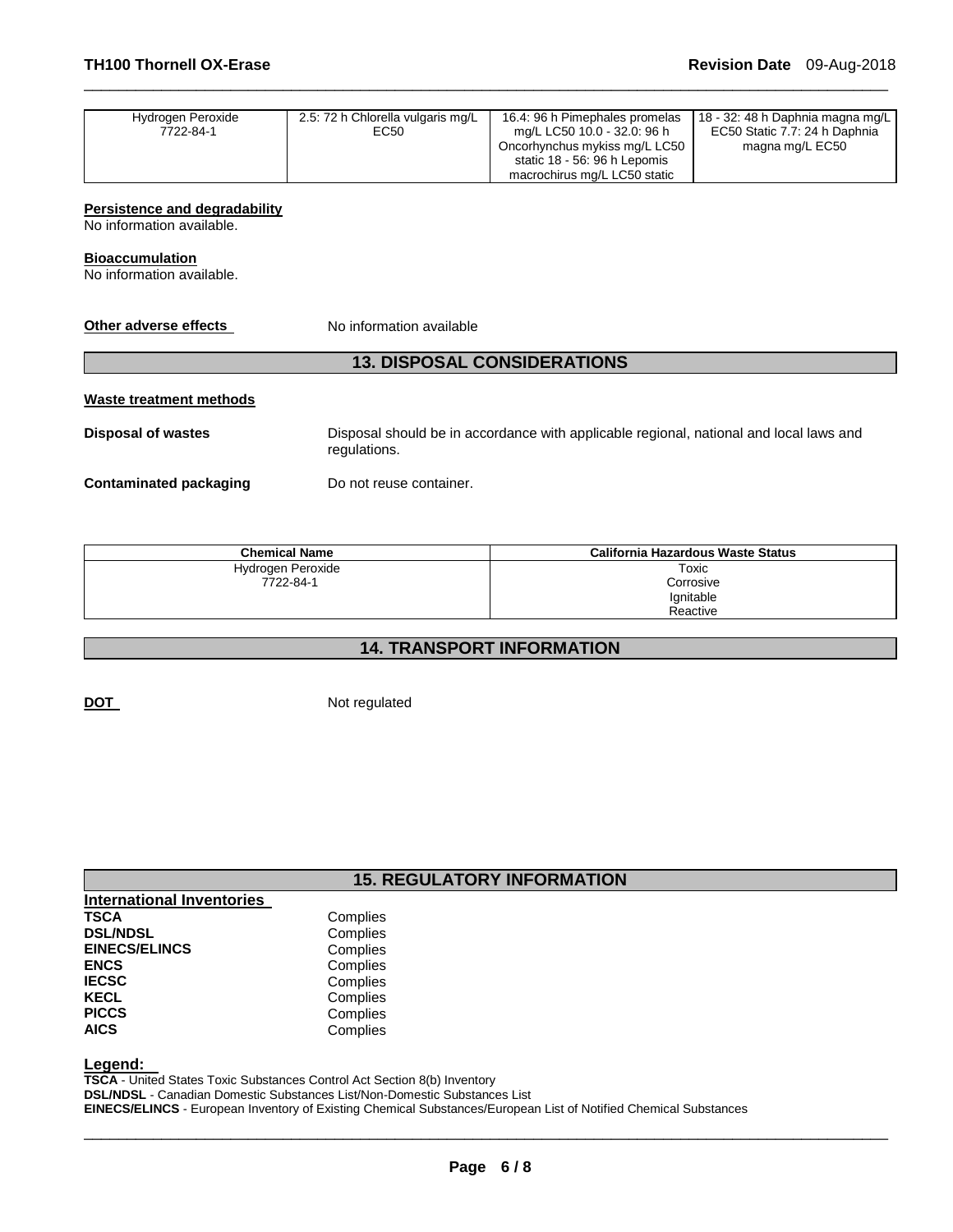| | | | |
|---|---|---|---|
| Hydrogen Peroxide 7722-84-1 | 2.5: 72 h Chlorella vulgaris mg/L EC50 | 16.4: 96 h Pimephales promelas mg/L LC50 10.0 - 32.0: 96 h Oncorhynchus mykiss mg/L LC50 static 18 - 56: 96 h Lepomis macrochirus mg/L LC50 static | 18 - 32: 48 h Daphnia magna mg/L EC50 Static 7.7: 24 h Daphnia magna mg/L EC50 |

**Persistence and degradability**
No information available.

**Bioaccumulation**
No information available.

**Other adverse effects** No information available

## 13. DISPOSAL CONSIDERATIONS

**Waste treatment methods**

**Disposal of wastes** Disposal should be in accordance with applicable regional, national and local laws and regulations.

**Contaminated packaging** Do not reuse container.

| Chemical Name | California Hazardous Waste Status |
|---|---|
| Hydrogen Peroxide 7722-84-1 | Toxic Corrosive Ignitable Reactive |

## 14. TRANSPORT INFORMATION

**DOT** Not regulated

## 15. REGULATORY INFORMATION

**International Inventories**

| | |
|---|---|
| **TSCA** | Complies |
| **DSL/NDSL** | Complies |
| **EINECS/ELINCS** | Complies |
| **ENCS** | Complies |
| **IECSC** | Complies |
| **KECL** | Complies |
| **PICCS** | Complies |
| **AICS** | Complies |

**Legend:**
**TSCA** - United States Toxic Substances Control Act Section 8(b) Inventory
**DSL/NDSL** - Canadian Domestic Substances List/Non-Domestic Substances List
**EINECS/ELINCS** - European Inventory of Existing Chemical Substances/European List of Notified Chemical Substances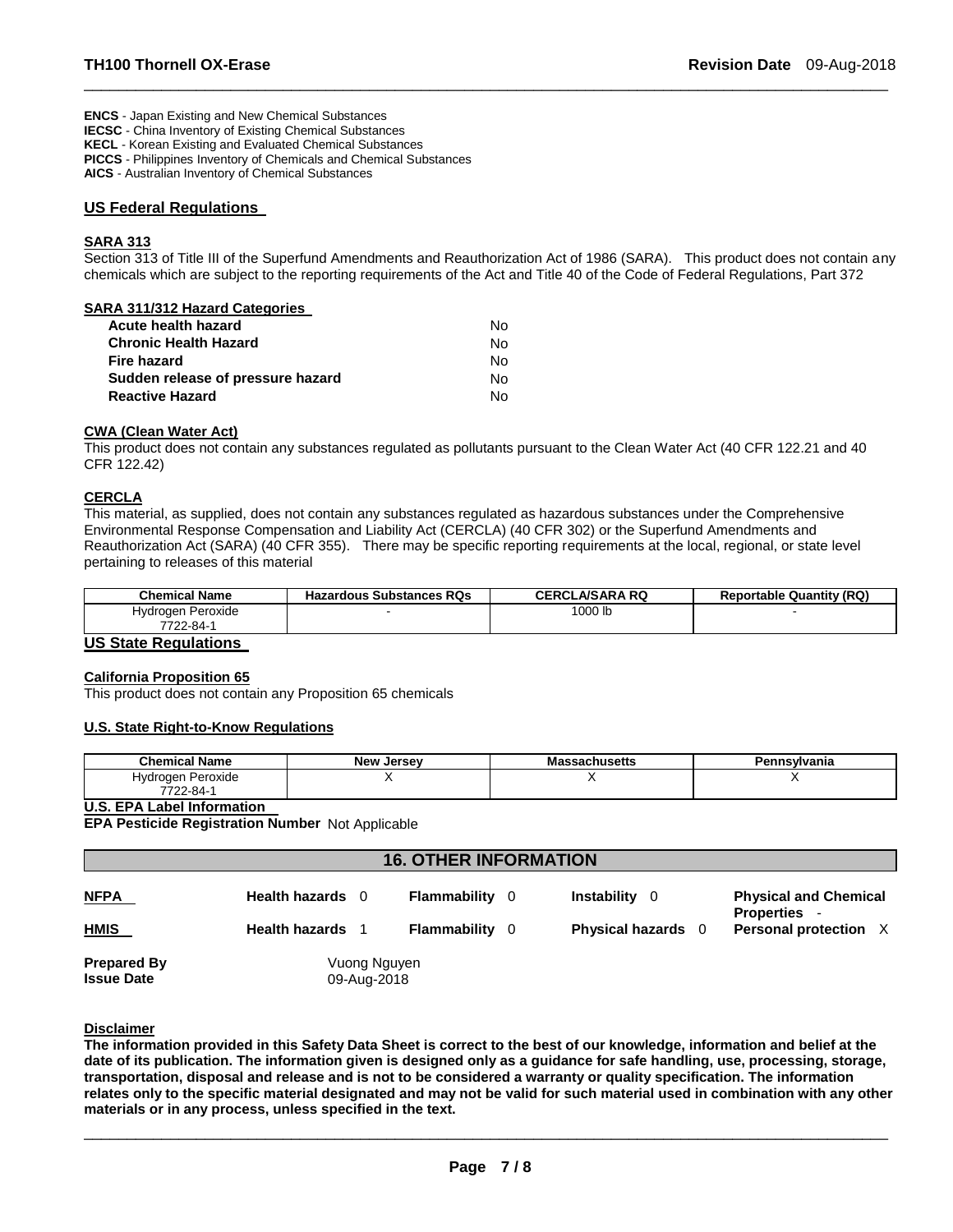**ENCS** - Japan Existing and New Chemical Substances
**IECSC** - China Inventory of Existing Chemical Substances
**KECL** - Korean Existing and Evaluated Chemical Substances
**PICCS** - Philippines Inventory of Chemicals and Chemical Substances
**AICS** - Australian Inventory of Chemical Substances

## US Federal Regulations

### SARA 313

Section 313 of Title III of the Superfund Amendments and Reauthorization Act of 1986 (SARA). This product does not contain any chemicals which are subject to the reporting requirements of the Act and Title 40 of the Code of Federal Regulations, Part 372

### SARA 311/312 Hazard Categories

| | |
|---|---|
| **Acute health hazard** | No |
| **Chronic Health Hazard** | No |
| **Fire hazard** | No |
| **Sudden release of pressure hazard** | No |
| **Reactive Hazard** | No |

### CWA (Clean Water Act)

This product does not contain any substances regulated as pollutants pursuant to the Clean Water Act (40 CFR 122.21 and 40 CFR 122.42)

### CERCLA

This material, as supplied, does not contain any substances regulated as hazardous substances under the Comprehensive Environmental Response Compensation and Liability Act (CERCLA) (40 CFR 302) or the Superfund Amendments and Reauthorization Act (SARA) (40 CFR 355). There may be specific reporting requirements at the local, regional, or state level pertaining to releases of this material

| Chemical Name | Hazardous Substances RQs | CERCLA/SARA RQ | Reportable Quantity (RQ) |
|---|---|---|---|
| Hydrogen Peroxide 7722-84-1 | - | 1000 lb | - |

## US State Regulations

### California Proposition 65

This product does not contain any Proposition 65 chemicals

### U.S. State Right-to-Know Regulations

| Chemical Name | New Jersey | Massachusetts | Pennsylvania |
|---|---|---|---|
| Hydrogen Peroxide 7722-84-1 | X | X | X |

### U.S. EPA Label Information

**EPA Pesticide Registration Number** Not Applicable

## 16. OTHER INFORMATION

| | | | | |
|---|---|---|---|---|
| **NFPA** | **Health hazards** 0 | **Flammability** 0 | **Instability** 0 | **Physical and Chemical Properties** - |
| **HMIS** | **Health hazards** 1 | **Flammability** 0 | **Physical hazards** 0 | **Personal protection** X |

**Prepared By** Vuong Nguyen
**Issue Date** 09-Aug-2018

### Disclaimer

**The information provided in this Safety Data Sheet is correct to the best of our knowledge, information and belief at the date of its publication. The information given is designed only as a guidance for safe handling, use, processing, storage, transportation, disposal and release and is not to be considered a warranty or quality specification. The information relates only to the specific material designated and may not be valid for such material used in combination with any other materials or in any process, unless specified in the text.**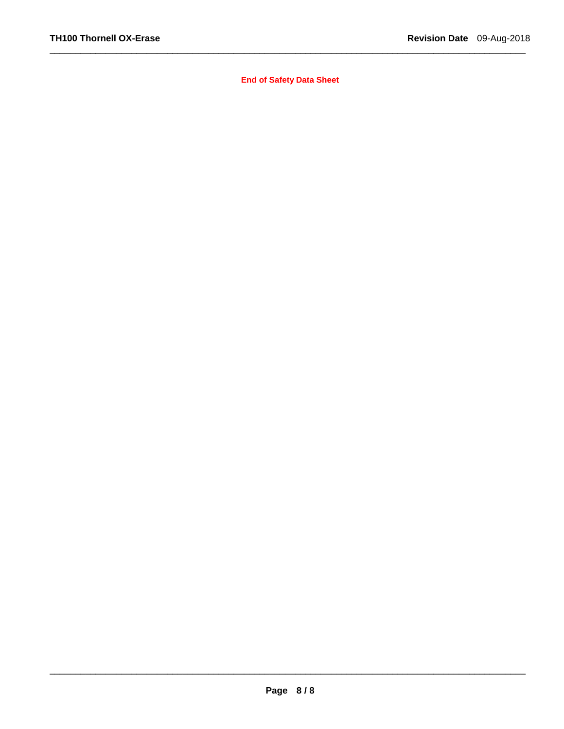**End of Safety Data Sheet**